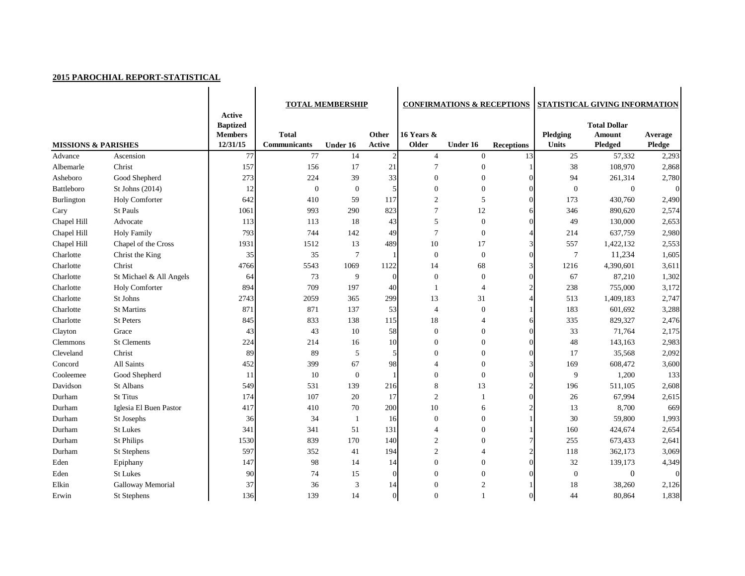**2015 PAROCHIAL REPORT-STATISTICAL**

| MISSIONS & PARISHES | | Active Baptized Members 12/31/15 | TOTAL MEMBERSHIP | | | CONFIRMATIONS & RECEPTIONS | | | STATISTICAL GIVING INFORMATION | | |
|---|---|---|---|---|---|---|---|---|---|---|---|
| | | | Total Communicants | Under 16 | Other Active | 16 Years & Older | Under 16 | Receptions | Pledging Units | Total Dollar Amount Pledged | Average Pledge |
| Advance | Ascension | 77 | 77 | 14 | 2 | 4 | 0 | 13 | 25 | 57,332 | 2,293 |
| Albemarle | Christ | 157 | 156 | 17 | 21 | 7 | 0 | 1 | 38 | 108,970 | 2,868 |
| Asheboro | Good Shepherd | 273 | 224 | 39 | 33 | 0 | 0 | 0 | 94 | 261,314 | 2,780 |
| Battleboro | St Johns (2014) | 12 | 0 | 0 | 5 | 0 | 0 | 0 | 0 | 0 | 0 |
| Burlington | Holy Comforter | 642 | 410 | 59 | 117 | 2 | 5 | 0 | 173 | 430,760 | 2,490 |
| Cary | St Pauls | 1061 | 993 | 290 | 823 | 7 | 12 | 6 | 346 | 890,620 | 2,574 |
| Chapel Hill | Advocate | 113 | 113 | 18 | 43 | 5 | 0 | 0 | 49 | 130,000 | 2,653 |
| Chapel Hill | Holy Family | 793 | 744 | 142 | 49 | 7 | 0 | 4 | 214 | 637,759 | 2,980 |
| Chapel Hill | Chapel of the Cross | 1931 | 1512 | 13 | 489 | 10 | 17 | 3 | 557 | 1,422,132 | 2,553 |
| Charlotte | Christ the King | 35 | 35 | 7 | 1 | 0 | 0 | 0 | 7 | 11,234 | 1,605 |
| Charlotte | Christ | 4766 | 5543 | 1069 | 1122 | 14 | 68 | 3 | 1216 | 4,390,601 | 3,611 |
| Charlotte | St Michael & All Angels | 64 | 73 | 9 | 0 | 0 | 0 | 0 | 67 | 87,210 | 1,302 |
| Charlotte | Holy Comforter | 894 | 709 | 197 | 40 | 1 | 4 | 2 | 238 | 755,000 | 3,172 |
| Charlotte | St Johns | 2743 | 2059 | 365 | 299 | 13 | 31 | 4 | 513 | 1,409,183 | 2,747 |
| Charlotte | St Martins | 871 | 871 | 137 | 53 | 4 | 0 | 1 | 183 | 601,692 | 3,288 |
| Charlotte | St Peters | 845 | 833 | 138 | 115 | 18 | 4 | 6 | 335 | 829,327 | 2,476 |
| Clayton | Grace | 43 | 43 | 10 | 58 | 0 | 0 | 0 | 33 | 71,764 | 2,175 |
| Clemmons | St Clements | 224 | 214 | 16 | 10 | 0 | 0 | 0 | 48 | 143,163 | 2,983 |
| Cleveland | Christ | 89 | 89 | 5 | 5 | 0 | 0 | 0 | 17 | 35,568 | 2,092 |
| Concord | All Saints | 452 | 399 | 67 | 98 | 4 | 0 | 3 | 169 | 608,472 | 3,600 |
| Cooleemee | Good Shepherd | 11 | 10 | 0 | 1 | 0 | 0 | 0 | 9 | 1,200 | 133 |
| Davidson | St Albans | 549 | 531 | 139 | 216 | 8 | 13 | 2 | 196 | 511,105 | 2,608 |
| Durham | St Titus | 174 | 107 | 20 | 17 | 2 | 1 | 0 | 26 | 67,994 | 2,615 |
| Durham | Iglesia El Buen Pastor | 417 | 410 | 70 | 200 | 10 | 6 | 2 | 13 | 8,700 | 669 |
| Durham | St Josephs | 36 | 34 | 1 | 16 | 0 | 0 | 1 | 30 | 59,800 | 1,993 |
| Durham | St Lukes | 341 | 341 | 51 | 131 | 4 | 0 | 1 | 160 | 424,674 | 2,654 |
| Durham | St Philips | 1530 | 839 | 170 | 140 | 2 | 0 | 7 | 255 | 673,433 | 2,641 |
| Durham | St Stephens | 597 | 352 | 41 | 194 | 2 | 4 | 2 | 118 | 362,173 | 3,069 |
| Eden | Epiphany | 147 | 98 | 14 | 14 | 0 | 0 | 0 | 32 | 139,173 | 4,349 |
| Eden | St Lukes | 90 | 74 | 15 | 0 | 0 | 0 | 0 | 0 | 0 | 0 |
| Elkin | Galloway Memorial | 37 | 36 | 3 | 14 | 0 | 2 | 1 | 18 | 38,260 | 2,126 |
| Erwin | St Stephens | 136 | 139 | 14 | 0 | 0 | 1 | 0 | 44 | 80,864 | 1,838 |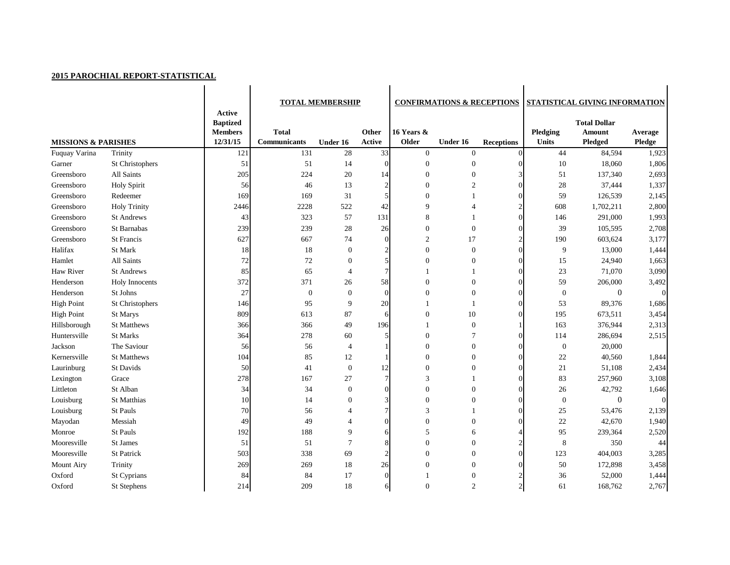## 2015 PAROCHIAL REPORT-STATISTICAL

| MISSIONS & PARISHES | | Active Baptized Members 12/31/15 | TOTAL MEMBERSHIP | | | CONFIRMATIONS & RECEPTIONS | | | STATISTICAL GIVING INFORMATION | | |
|---|---|---|---|---|---|---|---|---|---|---|---|
| | | | Total Communicants | Under 16 | Other Active | 16 Years & Older | Under 16 | Receptions | Pledging Units | Total Dollar Amount Pledged | Average Pledge |
| Fuquay Varina | Trinity | 121 | 131 | 28 | 33 | 0 | 0 | 0 | 44 | 84,594 | 1,923 |
| Garner | St Christophers | 51 | 51 | 14 | 0 | 0 | 0 | 0 | 10 | 18,060 | 1,806 |
| Greensboro | All Saints | 205 | 224 | 20 | 14 | 0 | 0 | 3 | 51 | 137,340 | 2,693 |
| Greensboro | Holy Spirit | 56 | 46 | 13 | 2 | 0 | 2 | 0 | 28 | 37,444 | 1,337 |
| Greensboro | Redeemer | 169 | 169 | 31 | 5 | 0 | 1 | 0 | 59 | 126,539 | 2,145 |
| Greensboro | Holy Trinity | 2446 | 2228 | 522 | 42 | 9 | 4 | 2 | 608 | 1,702,211 | 2,800 |
| Greensboro | St Andrews | 43 | 323 | 57 | 131 | 8 | 1 | 0 | 146 | 291,000 | 1,993 |
| Greensboro | St Barnabas | 239 | 239 | 28 | 26 | 0 | 0 | 0 | 39 | 105,595 | 2,708 |
| Greensboro | St Francis | 627 | 667 | 74 | 0 | 2 | 17 | 2 | 190 | 603,624 | 3,177 |
| Halifax | St Mark | 18 | 18 | 0 | 2 | 0 | 0 | 0 | 9 | 13,000 | 1,444 |
| Hamlet | All Saints | 72 | 72 | 0 | 5 | 0 | 0 | 0 | 15 | 24,940 | 1,663 |
| Haw River | St Andrews | 85 | 65 | 4 | 7 | 1 | 1 | 0 | 23 | 71,070 | 3,090 |
| Henderson | Holy Innocents | 372 | 371 | 26 | 58 | 0 | 0 | 0 | 59 | 206,000 | 3,492 |
| Henderson | St Johns | 27 | 0 | 0 | 0 | 0 | 0 | 0 | 0 | 0 | 0 |
| High Point | St Christophers | 146 | 95 | 9 | 20 | 1 | 1 | 0 | 53 | 89,376 | 1,686 |
| High Point | St Marys | 809 | 613 | 87 | 6 | 0 | 10 | 0 | 195 | 673,511 | 3,454 |
| Hillsborough | St Matthews | 366 | 366 | 49 | 196 | 1 | 0 | 1 | 163 | 376,944 | 2,313 |
| Huntersville | St Marks | 364 | 278 | 60 | 5 | 0 | 7 | 0 | 114 | 286,694 | 2,515 |
| Jackson | The Saviour | 56 | 56 | 4 | 1 | 0 | 0 | 0 | 0 | 20,000 | |
| Kernersville | St Matthews | 104 | 85 | 12 | 1 | 0 | 0 | 0 | 22 | 40,560 | 1,844 |
| Laurinburg | St Davids | 50 | 41 | 0 | 12 | 0 | 0 | 0 | 21 | 51,108 | 2,434 |
| Lexington | Grace | 278 | 167 | 27 | 7 | 3 | 1 | 0 | 83 | 257,960 | 3,108 |
| Littleton | St Alban | 34 | 34 | 0 | 0 | 0 | 0 | 0 | 26 | 42,792 | 1,646 |
| Louisburg | St Matthias | 10 | 14 | 0 | 3 | 0 | 0 | 0 | 0 | 0 | 0 |
| Louisburg | St Pauls | 70 | 56 | 4 | 7 | 3 | 1 | 0 | 25 | 53,476 | 2,139 |
| Mayodan | Messiah | 49 | 49 | 4 | 0 | 0 | 0 | 0 | 22 | 42,670 | 1,940 |
| Monroe | St Pauls | 192 | 188 | 9 | 6 | 5 | 6 | 4 | 95 | 239,364 | 2,520 |
| Mooresville | St James | 51 | 51 | 7 | 8 | 0 | 0 | 2 | 8 | 350 | 44 |
| Mooresville | St Patrick | 503 | 338 | 69 | 2 | 0 | 0 | 0 | 123 | 404,003 | 3,285 |
| Mount Airy | Trinity | 269 | 269 | 18 | 26 | 0 | 0 | 0 | 50 | 172,898 | 3,458 |
| Oxford | St Cyprians | 84 | 84 | 17 | 0 | 1 | 0 | 2 | 36 | 52,000 | 1,444 |
| Oxford | St Stephens | 214 | 209 | 18 | 6 | 0 | 2 | 2 | 61 | 168,762 | 2,767 |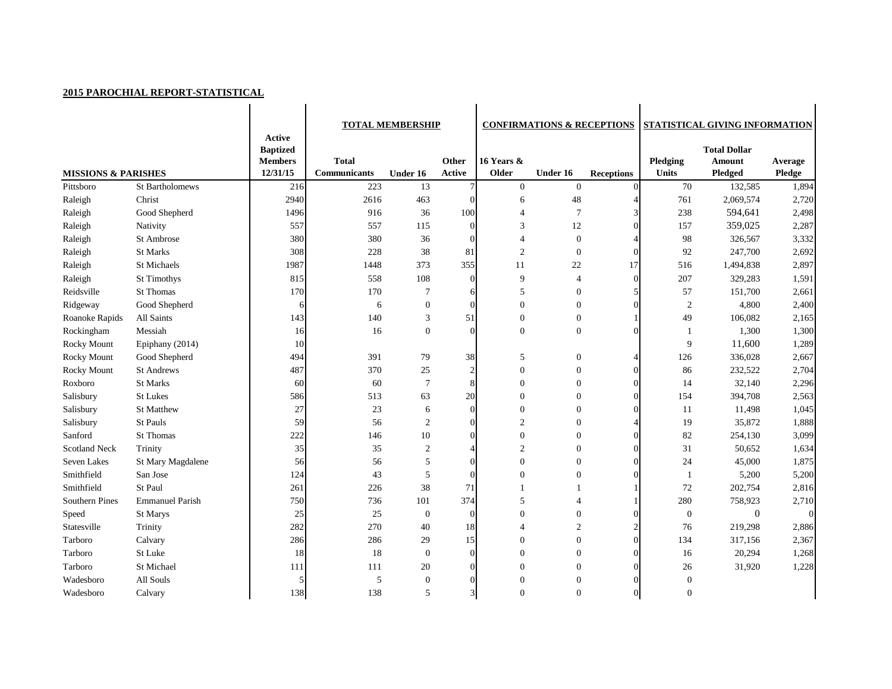## 2015 PAROCHIAL REPORT-STATISTICAL

| MISSIONS & PARISHES | | Active Baptized Members 12/31/15 | TOTAL MEMBERSHIP | | | CONFIRMATIONS & RECEPTIONS | | | STATISTICAL GIVING INFORMATION | | |
|---|---|---|---|---|---|---|---|---|---|---|---|
| | | | Total Communicants | Under 16 | Other Active | 16 Years & Older | Under 16 | Receptions | Pledging Units | Total Dollar Amount Pledged | Average Pledge |
| Pittsboro | St Bartholomews | 216 | 223 | 13 | 7 | 0 | 0 | 0 | 70 | 132,585 | 1,894 |
| Raleigh | Christ | 2940 | 2616 | 463 | 0 | 6 | 48 | 4 | 761 | 2,069,574 | 2,720 |
| Raleigh | Good Shepherd | 1496 | 916 | 36 | 100 | 4 | 7 | 3 | 238 | 594,641 | 2,498 |
| Raleigh | Nativity | 557 | 557 | 115 | 0 | 3 | 12 | 0 | 157 | 359,025 | 2,287 |
| Raleigh | St Ambrose | 380 | 380 | 36 | 0 | 4 | 0 | 4 | 98 | 326,567 | 3,332 |
| Raleigh | St Marks | 308 | 228 | 38 | 81 | 2 | 0 | 0 | 92 | 247,700 | 2,692 |
| Raleigh | St Michaels | 1987 | 1448 | 373 | 355 | 11 | 22 | 17 | 516 | 1,494,838 | 2,897 |
| Raleigh | St Timothys | 815 | 558 | 108 | 0 | 9 | 4 | 0 | 207 | 329,283 | 1,591 |
| Reidsville | St Thomas | 170 | 170 | 7 | 6 | 5 | 0 | 5 | 57 | 151,700 | 2,661 |
| Ridgeway | Good Shepherd | 6 | 6 | 0 | 0 | 0 | 0 | 0 | 2 | 4,800 | 2,400 |
| Roanoke Rapids | All Saints | 143 | 140 | 3 | 51 | 0 | 0 | 1 | 49 | 106,082 | 2,165 |
| Rockingham | Messiah | 16 | 16 | 0 | 0 | 0 | 0 | 0 | 1 | 1,300 | 1,300 |
| Rocky Mount | Epiphany (2014) | 10 | | | | | | | 9 | 11,600 | 1,289 |
| Rocky Mount | Good Shepherd | 494 | 391 | 79 | 38 | 5 | 0 | 4 | 126 | 336,028 | 2,667 |
| Rocky Mount | St Andrews | 487 | 370 | 25 | 2 | 0 | 0 | 0 | 86 | 232,522 | 2,704 |
| Roxboro | St Marks | 60 | 60 | 7 | 8 | 0 | 0 | 0 | 14 | 32,140 | 2,296 |
| Salisbury | St Lukes | 586 | 513 | 63 | 20 | 0 | 0 | 0 | 154 | 394,708 | 2,563 |
| Salisbury | St Matthew | 27 | 23 | 6 | 0 | 0 | 0 | 0 | 11 | 11,498 | 1,045 |
| Salisbury | St Pauls | 59 | 56 | 2 | 0 | 2 | 0 | 4 | 19 | 35,872 | 1,888 |
| Sanford | St Thomas | 222 | 146 | 10 | 0 | 0 | 0 | 0 | 82 | 254,130 | 3,099 |
| Scotland Neck | Trinity | 35 | 35 | 2 | 4 | 2 | 0 | 0 | 31 | 50,652 | 1,634 |
| Seven Lakes | St Mary Magdalene | 56 | 56 | 5 | 0 | 0 | 0 | 0 | 24 | 45,000 | 1,875 |
| Smithfield | San Jose | 124 | 43 | 5 | 0 | 0 | 0 | 0 | 1 | 5,200 | 5,200 |
| Smithfield | St Paul | 261 | 226 | 38 | 71 | 1 | 1 | 1 | 72 | 202,754 | 2,816 |
| Southern Pines | Emmanuel Parish | 750 | 736 | 101 | 374 | 5 | 4 | 1 | 280 | 758,923 | 2,710 |
| Speed | St Marys | 25 | 25 | 0 | 0 | 0 | 0 | 0 | 0 | 0 | 0 |
| Statesville | Trinity | 282 | 270 | 40 | 18 | 4 | 2 | 2 | 76 | 219,298 | 2,886 |
| Tarboro | Calvary | 286 | 286 | 29 | 15 | 0 | 0 | 0 | 134 | 317,156 | 2,367 |
| Tarboro | St Luke | 18 | 18 | 0 | 0 | 0 | 0 | 0 | 16 | 20,294 | 1,268 |
| Tarboro | St Michael | 111 | 111 | 20 | 0 | 0 | 0 | 0 | 26 | 31,920 | 1,228 |
| Wadesboro | All Souls | 5 | 5 | 0 | 0 | 0 | 0 | 0 | 0 | | |
| Wadesboro | Calvary | 138 | 138 | 5 | 3 | 0 | 0 | 0 | 0 | | |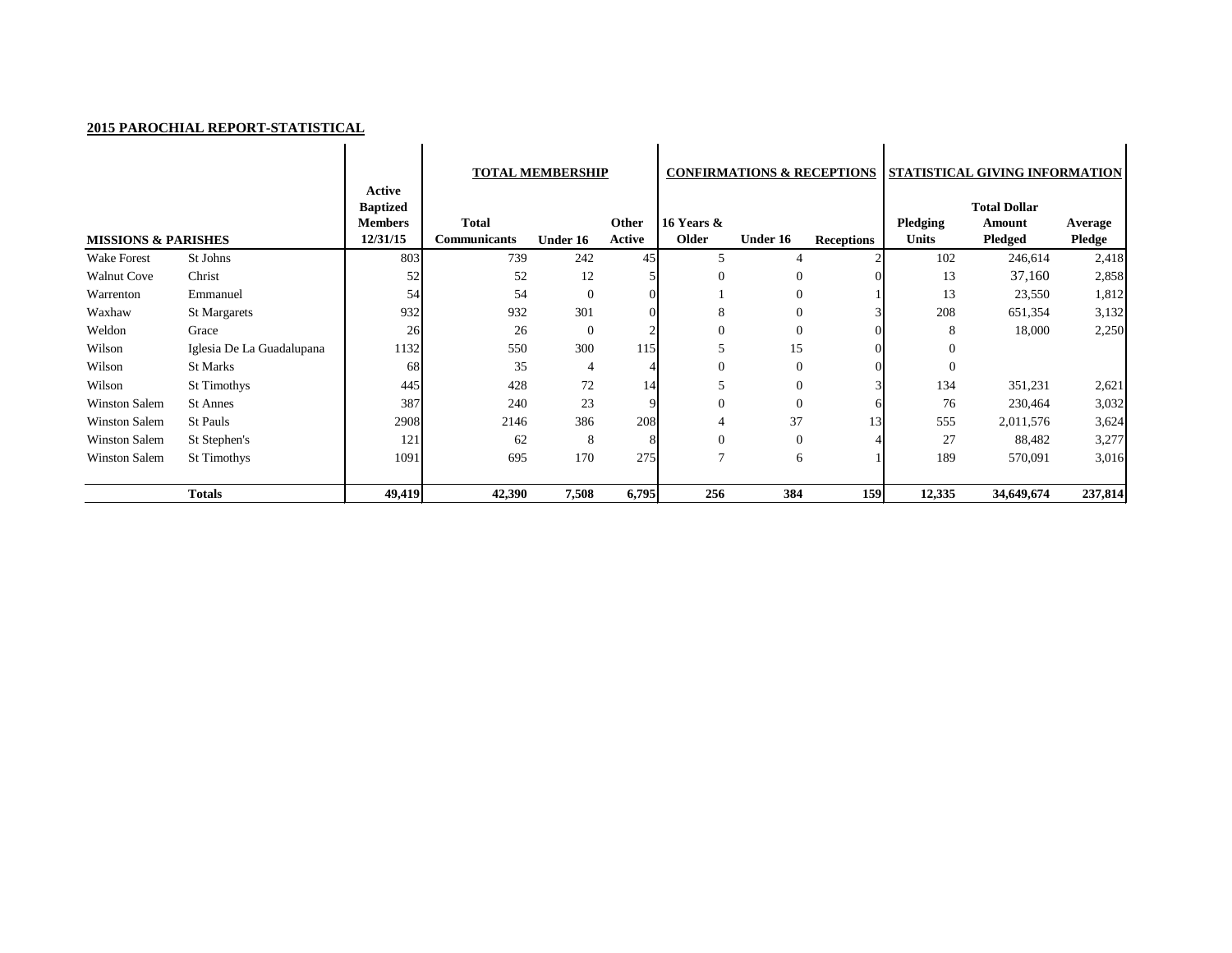**2015 PAROCHIAL REPORT-STATISTICAL**

| | | | TOTAL MEMBERSHIP | | | CONFIRMATIONS & RECEPTIONS | | | STATISTICAL GIVING INFORMATION | | |
|---|---|---|---|---|---|---|---|---|---|---|---|
| MISSIONS & PARISHES | | Active Baptized Members 12/31/15 | Total Communicants | Under 16 | Other Active | 16 Years & Older | Under 16 | Receptions | Pledging Units | Total Dollar Amount Pledged | Average Pledge |
| Wake Forest | St Johns | 803 | 739 | 242 | 45 | 5 | 4 | 2 | 102 | 246,614 | 2,418 |
| Walnut Cove | Christ | 52 | 52 | 12 | 5 | 0 | 0 | 0 | 13 | 37,160 | 2,858 |
| Warrenton | Emmanuel | 54 | 54 | 0 | 0 | 1 | 0 | 1 | 13 | 23,550 | 1,812 |
| Waxhaw | St Margarets | 932 | 932 | 301 | 0 | 8 | 0 | 3 | 208 | 651,354 | 3,132 |
| Weldon | Grace | 26 | 26 | 0 | 2 | 0 | 0 | 0 | 8 | 18,000 | 2,250 |
| Wilson | Iglesia De La Guadalupana | 1132 | 550 | 300 | 115 | 5 | 15 | 0 | 0 | | |
| Wilson | St Marks | 68 | 35 | 4 | 4 | 0 | 0 | 0 | 0 | | |
| Wilson | St Timothys | 445 | 428 | 72 | 14 | 5 | 0 | 3 | 134 | 351,231 | 2,621 |
| Winston Salem | St Annes | 387 | 240 | 23 | 9 | 0 | 0 | 6 | 76 | 230,464 | 3,032 |
| Winston Salem | St Pauls | 2908 | 2146 | 386 | 208 | 4 | 37 | 13 | 555 | 2,011,576 | 3,624 |
| Winston Salem | St Stephen's | 121 | 62 | 8 | 8 | 0 | 0 | 4 | 27 | 88,482 | 3,277 |
| Winston Salem | St Timothys | 1091 | 695 | 170 | 275 | 7 | 6 | 1 | 189 | 570,091 | 3,016 |
| | **Totals** | **49,419** | **42,390** | **7,508** | **6,795** | **256** | **384** | **159** | **12,335** | **34,649,674** | **237,814** |